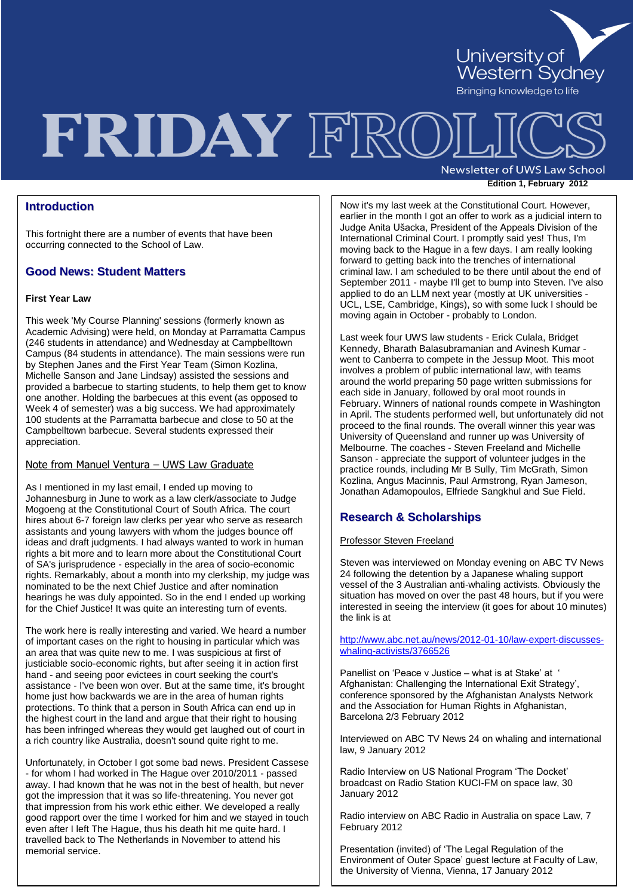University of Western Sydney
Bringing knowledge to life

# FRIDAY FROLICS

Newsletter of UWS Law School

**Edition 1, February 2012**

## Introduction

This fortnight there are a number of events that have been occurring connected to the School of Law.

## Good News: Student Matters

**First Year Law**

This week 'My Course Planning' sessions (formerly known as Academic Advising) were held, on Monday at Parramatta Campus (246 students in attendance) and Wednesday at Campbelltown Campus (84 students in attendance). The main sessions were run by Stephen Janes and the First Year Team (Simon Kozlina, Michelle Sanson and Jane Lindsay) assisted the sessions and provided a barbecue to starting students, to help them get to know one another. Holding the barbecues at this event (as opposed to Week 4 of semester) was a big success. We had approximately 100 students at the Parramatta barbecue and close to 50 at the Campbelltown barbecue. Several students expressed their appreciation.

Note from Manuel Ventura – UWS Law Graduate

As I mentioned in my last email, I ended up moving to Johannesburg in June to work as a law clerk/associate to Judge Mogoeng at the Constitutional Court of South Africa. The court hires about 6-7 foreign law clerks per year who serve as research assistants and young lawyers with whom the judges bounce off ideas and draft judgments. I had always wanted to work in human rights a bit more and to learn more about the Constitutional Court of SA's jurisprudence - especially in the area of socio-economic rights. Remarkably, about a month into my clerkship, my judge was nominated to be the next Chief Justice and after nomination hearings he was duly appointed. So in the end I ended up working for the Chief Justice! It was quite an interesting turn of events.

The work here is really interesting and varied. We heard a number of important cases on the right to housing in particular which was an area that was quite new to me. I was suspicious at first of justiciable socio-economic rights, but after seeing it in action first hand - and seeing poor evictees in court seeking the court's assistance - I've been won over. But at the same time, it's brought home just how backwards we are in the area of human rights protections. To think that a person in South Africa can end up in the highest court in the land and argue that their right to housing has been infringed whereas they would get laughed out of court in a rich country like Australia, doesn't sound quite right to me.

Unfortunately, in October I got some bad news. President Cassese - for whom I had worked in The Hague over 2010/2011 - passed away. I had known that he was not in the best of health, but never got the impression that it was so life-threatening. You never got that impression from his work ethic either. We developed a really good rapport over the time I worked for him and we stayed in touch even after I left The Hague, thus his death hit me quite hard. I travelled back to The Netherlands in November to attend his memorial service.

Now it's my last week at the Constitutional Court. However, earlier in the month I got an offer to work as a judicial intern to Judge Anita Ušacka, President of the Appeals Division of the International Criminal Court. I promptly said yes! Thus, I'm moving back to the Hague in a few days. I am really looking forward to getting back into the trenches of international criminal law. I am scheduled to be there until about the end of September 2011 - maybe I'll get to bump into Steven. I've also applied to do an LLM next year (mostly at UK universities - UCL, LSE, Cambridge, Kings), so with some luck I should be moving again in October - probably to London.

Last week four UWS law students - Erick Culala, Bridget Kennedy, Bharath Balasubramanian and Avinesh Kumar - went to Canberra to compete in the Jessup Moot. This moot involves a problem of public international law, with teams around the world preparing 50 page written submissions for each side in January, followed by oral moot rounds in February. Winners of national rounds compete in Washington in April. The students performed well, but unfortunately did not proceed to the final rounds. The overall winner this year was University of Queensland and runner up was University of Melbourne. The coaches - Steven Freeland and Michelle Sanson - appreciate the support of volunteer judges in the practice rounds, including Mr B Sully, Tim McGrath, Simon Kozlina, Angus Macinnis, Paul Armstrong, Ryan Jameson, Jonathan Adamopoulos, Elfriede Sangkhul and Sue Field.

## Research & Scholarships

Professor Steven Freeland

Steven was interviewed on Monday evening on ABC TV News 24 following the detention by a Japanese whaling support vessel of the 3 Australian anti-whaling activists. Obviously the situation has moved on over the past 48 hours, but if you were interested in seeing the interview (it goes for about 10 minutes) the link is at

http://www.abc.net.au/news/2012-01-10/law-expert-discusses-whaling-activists/3766526

Panellist on 'Peace v Justice – what is at Stake' at ' Afghanistan: Challenging the International Exit Strategy', conference sponsored by the Afghanistan Analysts Network and the Association for Human Rights in Afghanistan, Barcelona 2/3 February 2012

Interviewed on ABC TV News 24 on whaling and international law, 9 January 2012

Radio Interview on US National Program 'The Docket' broadcast on Radio Station KUCI-FM on space law, 30 January 2012

Radio interview on ABC Radio in Australia on space Law, 7 February 2012

Presentation (invited) of 'The Legal Regulation of the Environment of Outer Space' guest lecture at Faculty of Law, the University of Vienna, Vienna, 17 January 2012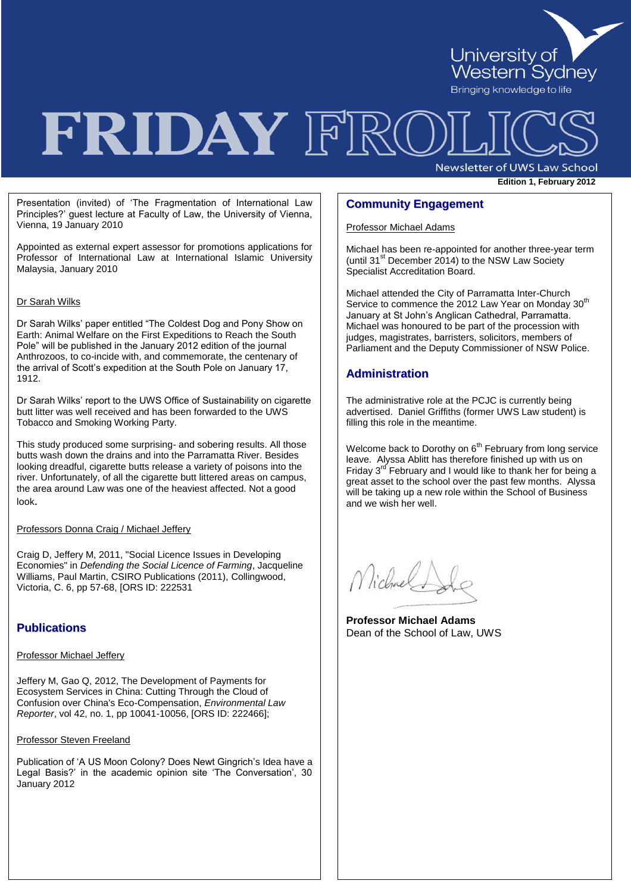University of Western Sydney
Bringing knowledge to life

# FRIDAY FROLICS

Newsletter of UWS Law School

**Edition 1, February 2012**

Presentation (invited) of 'The Fragmentation of International Law Principles?' guest lecture at Faculty of Law, the University of Vienna, Vienna, 19 January 2010

Appointed as external expert assessor for promotions applications for Professor of International Law at International Islamic University Malaysia, January 2010

Dr Sarah Wilks

Dr Sarah Wilks' paper entitled "The Coldest Dog and Pony Show on Earth: Animal Welfare on the First Expeditions to Reach the South Pole" will be published in the January 2012 edition of the journal Anthrozoos, to co-incide with, and commemorate, the centenary of the arrival of Scott's expedition at the South Pole on January 17, 1912.

Dr Sarah Wilks' report to the UWS Office of Sustainability on cigarette butt litter was well received and has been forwarded to the UWS Tobacco and Smoking Working Party.

This study produced some surprising- and sobering results. All those butts wash down the drains and into the Parramatta River. Besides looking dreadful, cigarette butts release a variety of poisons into the river. Unfortunately, of all the cigarette butt littered areas on campus, the area around Law was one of the heaviest affected. Not a good look**.**

Professors Donna Craig / Michael Jeffery

Craig D, Jeffery M, 2011, "Social Licence Issues in Developing Economies" in *Defending the Social Licence of Farming*, Jacqueline Williams, Paul Martin, CSIRO Publications (2011), Collingwood, Victoria, C. 6, pp 57-68, [ORS ID: 222531

## Publications

Professor Michael Jeffery

Jeffery M, Gao Q, 2012, The Development of Payments for Ecosystem Services in China: Cutting Through the Cloud of Confusion over China's Eco-Compensation, *Environmental Law Reporter*, vol 42, no. 1, pp 10041-10056, [ORS ID: 222466];

Professor Steven Freeland

Publication of 'A US Moon Colony? Does Newt Gingrich's Idea have a Legal Basis?' in the academic opinion site 'The Conversation', 30 January 2012

## Community Engagement

Professor Michael Adams

Michael has been re-appointed for another three-year term (until 31st December 2014) to the NSW Law Society Specialist Accreditation Board.

Michael attended the City of Parramatta Inter-Church Service to commence the 2012 Law Year on Monday 30th January at St John's Anglican Cathedral, Parramatta. Michael was honoured to be part of the procession with judges, magistrates, barristers, solicitors, members of Parliament and the Deputy Commissioner of NSW Police.

## Administration

The administrative role at the PCJC is currently being advertised. Daniel Griffiths (former UWS Law student) is filling this role in the meantime.

Welcome back to Dorothy on 6th February from long service leave. Alyssa Ablitt has therefore finished up with us on Friday 3rd February and I would like to thank her for being a great asset to the school over the past few months. Alyssa will be taking up a new role within the School of Business and we wish her well.

Michael Adams

**Professor Michael Adams**
Dean of the School of Law, UWS